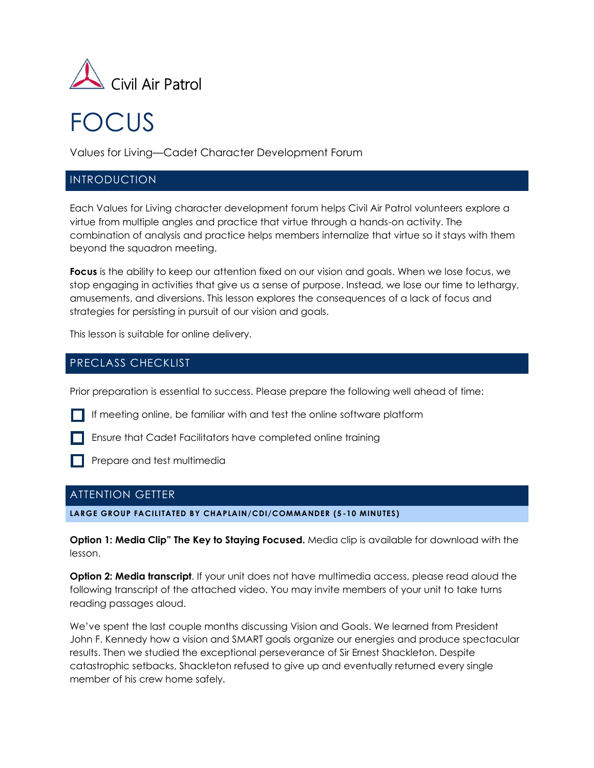Civil Air Patrol

# FOCUS

Values for Living—Cadet Character Development Forum

## INTRODUCTION

Each Values for Living character development forum helps Civil Air Patrol volunteers explore a virtue from multiple angles and practice that virtue through a hands-on activity. The combination of analysis and practice helps members internalize that virtue so it stays with them beyond the squadron meeting.

**Focus** is the ability to keep our attention fixed on our vision and goals. When we lose focus, we stop engaging in activities that give us a sense of purpose. Instead, we lose our time to lethargy, amusements, and diversions. This lesson explores the consequences of a lack of focus and strategies for persisting in pursuit of our vision and goals.

This lesson is suitable for online delivery.

## PRECLASS CHECKLIST

Prior preparation is essential to success. Please prepare the following well ahead of time:

- [ ] If meeting online, be familiar with and test the online software platform
- [ ] Ensure that Cadet Facilitators have completed online training
- [ ] Prepare and test multimedia

## ATTENTION GETTER

**LARGE GROUP FACILITATED BY CHAPLAIN/CDI/COMMANDER (5-10 MINUTES)**

**Option 1: Media Clip" The Key to Staying Focused.** Media clip is available for download with the lesson.

**Option 2: Media transcript**. If your unit does not have multimedia access, please read aloud the following transcript of the attached video. You may invite members of your unit to take turns reading passages aloud.

We've spent the last couple months discussing Vision and Goals. We learned from President John F. Kennedy how a vision and SMART goals organize our energies and produce spectacular results. Then we studied the exceptional perseverance of Sir Ernest Shackleton. Despite catastrophic setbacks, Shackleton refused to give up and eventually returned every single member of his crew home safely.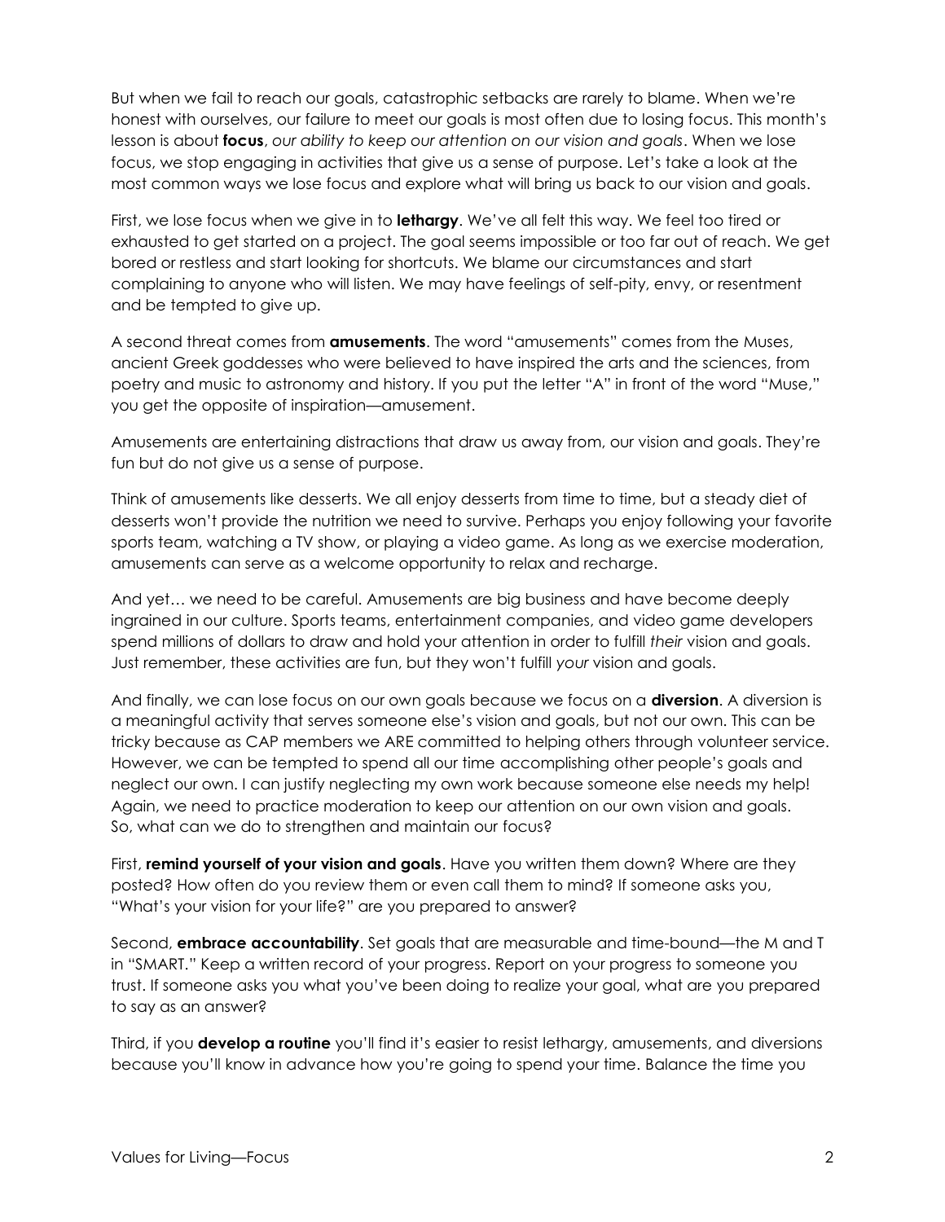But when we fail to reach our goals, catastrophic setbacks are rarely to blame. When we're honest with ourselves, our failure to meet our goals is most often due to losing focus. This month's lesson is about **focus**, *our ability to keep our attention on our vision and goals*. When we lose focus, we stop engaging in activities that give us a sense of purpose. Let's take a look at the most common ways we lose focus and explore what will bring us back to our vision and goals.

First, we lose focus when we give in to **lethargy**. We've all felt this way. We feel too tired or exhausted to get started on a project. The goal seems impossible or too far out of reach. We get bored or restless and start looking for shortcuts. We blame our circumstances and start complaining to anyone who will listen. We may have feelings of self-pity, envy, or resentment and be tempted to give up.

A second threat comes from **amusements**. The word "amusements" comes from the Muses, ancient Greek goddesses who were believed to have inspired the arts and the sciences, from poetry and music to astronomy and history. If you put the letter "A" in front of the word "Muse," you get the opposite of inspiration—amusement.

Amusements are entertaining distractions that draw us away from, our vision and goals. They're fun but do not give us a sense of purpose.

Think of amusements like desserts. We all enjoy desserts from time to time, but a steady diet of desserts won't provide the nutrition we need to survive. Perhaps you enjoy following your favorite sports team, watching a TV show, or playing a video game. As long as we exercise moderation, amusements can serve as a welcome opportunity to relax and recharge.

And yet… we need to be careful. Amusements are big business and have become deeply ingrained in our culture. Sports teams, entertainment companies, and video game developers spend millions of dollars to draw and hold your attention in order to fulfill *their* vision and goals. Just remember, these activities are fun, but they won't fulfill *your* vision and goals.

And finally, we can lose focus on our own goals because we focus on a **diversion**. A diversion is a meaningful activity that serves someone else's vision and goals, but not our own. This can be tricky because as CAP members we ARE committed to helping others through volunteer service. However, we can be tempted to spend all our time accomplishing other people's goals and neglect our own. I can justify neglecting my own work because someone else needs my help! Again, we need to practice moderation to keep our attention on our own vision and goals. So, what can we do to strengthen and maintain our focus?

First, **remind yourself of your vision and goals**. Have you written them down? Where are they posted? How often do you review them or even call them to mind? If someone asks you, "What's your vision for your life?" are you prepared to answer?

Second, **embrace accountability**. Set goals that are measurable and time-bound—the M and T in "SMART." Keep a written record of your progress. Report on your progress to someone you trust. If someone asks you what you've been doing to realize your goal, what are you prepared to say as an answer?

Third, if you **develop a routine** you'll find it's easier to resist lethargy, amusements, and diversions because you'll know in advance how you're going to spend your time. Balance the time you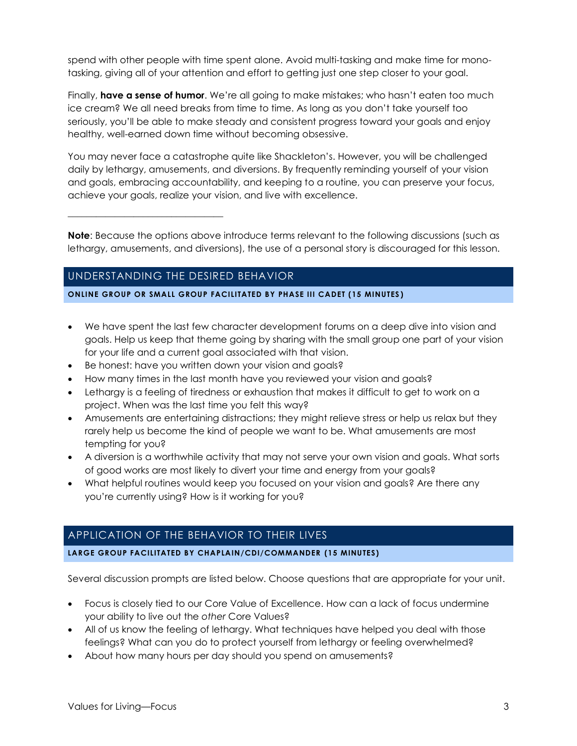spend with other people with time spent alone. Avoid multi-tasking and make time for mono-tasking, giving all of your attention and effort to getting just one step closer to your goal.

Finally, **have a sense of humor**. We're all going to make mistakes; who hasn't eaten too much ice cream? We all need breaks from time to time. As long as you don't take yourself too seriously, you'll be able to make steady and consistent progress toward your goals and enjoy healthy, well-earned down time without becoming obsessive.

You may never face a catastrophe quite like Shackleton's. However, you will be challenged daily by lethargy, amusements, and diversions. By frequently reminding yourself of your vision and goals, embracing accountability, and keeping to a routine, you can preserve your focus, achieve your goals, realize your vision, and live with excellence.

---

**Note**: Because the options above introduce terms relevant to the following discussions (such as lethargy, amusements, and diversions), the use of a personal story is discouraged for this lesson.

## UNDERSTANDING THE DESIRED BEHAVIOR

**ONLINE GROUP OR SMALL GROUP FACILITATED BY PHASE III CADET (15 MINUTES)**

- We have spent the last few character development forums on a deep dive into vision and goals. Help us keep that theme going by sharing with the small group one part of your vision for your life and a current goal associated with that vision.
- Be honest: have you written down your vision and goals?
- How many times in the last month have you reviewed your vision and goals?
- Lethargy is a feeling of tiredness or exhaustion that makes it difficult to get to work on a project. When was the last time you felt this way?
- Amusements are entertaining distractions; they might relieve stress or help us relax but they rarely help us become the kind of people we want to be. What amusements are most tempting for you?
- A diversion is a worthwhile activity that may not serve your own vision and goals. What sorts of good works are most likely to divert your time and energy from your goals?
- What helpful routines would keep you focused on your vision and goals? Are there any you're currently using? How is it working for you?

## APPLICATION OF THE BEHAVIOR TO THEIR LIVES

**LARGE GROUP FACILITATED BY CHAPLAIN/CDI/COMMANDER (15 MINUTES)**

Several discussion prompts are listed below. Choose questions that are appropriate for your unit.

- Focus is closely tied to our Core Value of Excellence. How can a lack of focus undermine your ability to live out the *other* Core Values?
- All of us know the feeling of lethargy. What techniques have helped you deal with those feelings? What can you do to protect yourself from lethargy or feeling overwhelmed?
- About how many hours per day should you spend on amusements?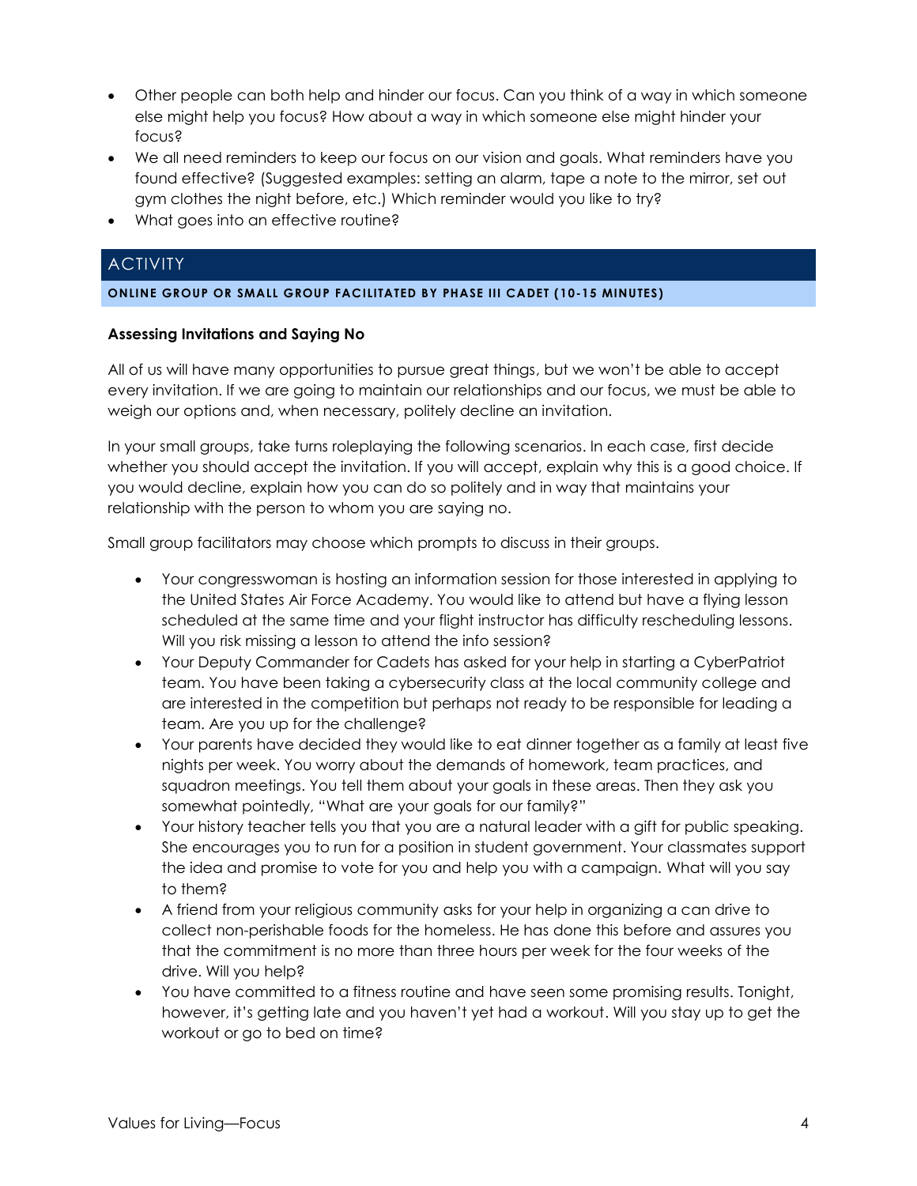- Other people can both help and hinder our focus. Can you think of a way in which someone else might help you focus? How about a way in which someone else might hinder your focus?
- We all need reminders to keep our focus on our vision and goals. What reminders have you found effective? (Suggested examples: setting an alarm, tape a note to the mirror, set out gym clothes the night before, etc.) Which reminder would you like to try?
- What goes into an effective routine?

## ACTIVITY

**ONLINE GROUP OR SMALL GROUP FACILITATED BY PHASE III CADET (10-15 MINUTES)**

**Assessing Invitations and Saying No**

All of us will have many opportunities to pursue great things, but we won't be able to accept every invitation. If we are going to maintain our relationships and our focus, we must be able to weigh our options and, when necessary, politely decline an invitation.

In your small groups, take turns roleplaying the following scenarios. In each case, first decide whether you should accept the invitation. If you will accept, explain why this is a good choice. If you would decline, explain how you can do so politely and in way that maintains your relationship with the person to whom you are saying no.

Small group facilitators may choose which prompts to discuss in their groups.

- Your congresswoman is hosting an information session for those interested in applying to the United States Air Force Academy. You would like to attend but have a flying lesson scheduled at the same time and your flight instructor has difficulty rescheduling lessons. Will you risk missing a lesson to attend the info session?
- Your Deputy Commander for Cadets has asked for your help in starting a CyberPatriot team. You have been taking a cybersecurity class at the local community college and are interested in the competition but perhaps not ready to be responsible for leading a team. Are you up for the challenge?
- Your parents have decided they would like to eat dinner together as a family at least five nights per week. You worry about the demands of homework, team practices, and squadron meetings. You tell them about your goals in these areas. Then they ask you somewhat pointedly, "What are your goals for our family?"
- Your history teacher tells you that you are a natural leader with a gift for public speaking. She encourages you to run for a position in student government. Your classmates support the idea and promise to vote for you and help you with a campaign. What will you say to them?
- A friend from your religious community asks for your help in organizing a can drive to collect non-perishable foods for the homeless. He has done this before and assures you that the commitment is no more than three hours per week for the four weeks of the drive. Will you help?
- You have committed to a fitness routine and have seen some promising results. Tonight, however, it's getting late and you haven't yet had a workout. Will you stay up to get the workout or go to bed on time?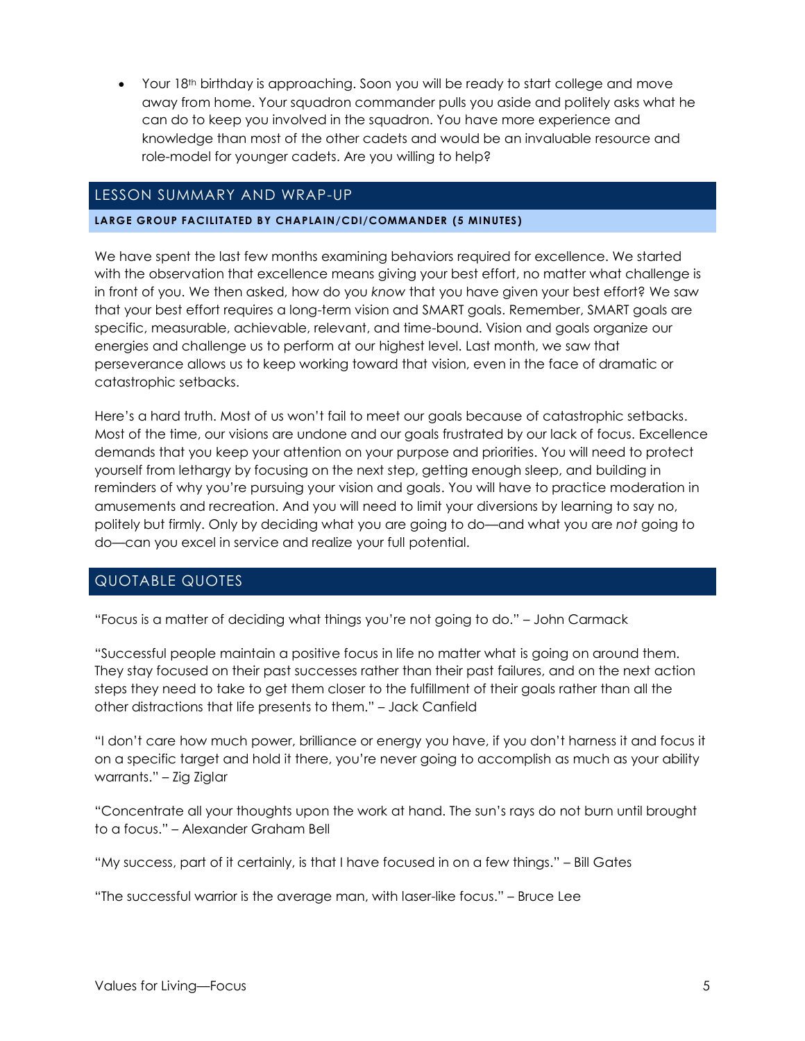- Your 18th birthday is approaching. Soon you will be ready to start college and move away from home. Your squadron commander pulls you aside and politely asks what he can do to keep you involved in the squadron. You have more experience and knowledge than most of the other cadets and would be an invaluable resource and role-model for younger cadets. Are you willing to help?

## LESSON SUMMARY AND WRAP-UP

**LARGE GROUP FACILITATED BY CHAPLAIN/CDI/COMMANDER (5 MINUTES)**

We have spent the last few months examining behaviors required for excellence. We started with the observation that excellence means giving your best effort, no matter what challenge is in front of you. We then asked, how do you *know* that you have given your best effort? We saw that your best effort requires a long-term vision and SMART goals. Remember, SMART goals are specific, measurable, achievable, relevant, and time-bound. Vision and goals organize our energies and challenge us to perform at our highest level. Last month, we saw that perseverance allows us to keep working toward that vision, even in the face of dramatic or catastrophic setbacks.

Here's a hard truth. Most of us won't fail to meet our goals because of catastrophic setbacks. Most of the time, our visions are undone and our goals frustrated by our lack of focus. Excellence demands that you keep your attention on your purpose and priorities. You will need to protect yourself from lethargy by focusing on the next step, getting enough sleep, and building in reminders of why you're pursuing your vision and goals. You will have to practice moderation in amusements and recreation. And you will need to limit your diversions by learning to say no, politely but firmly. Only by deciding what you are going to do—and what you are *not* going to do—can you excel in service and realize your full potential.

## QUOTABLE QUOTES

"Focus is a matter of deciding what things you're not going to do." – John Carmack

"Successful people maintain a positive focus in life no matter what is going on around them. They stay focused on their past successes rather than their past failures, and on the next action steps they need to take to get them closer to the fulfillment of their goals rather than all the other distractions that life presents to them." – Jack Canfield

"I don't care how much power, brilliance or energy you have, if you don't harness it and focus it on a specific target and hold it there, you're never going to accomplish as much as your ability warrants." – Zig Ziglar

"Concentrate all your thoughts upon the work at hand. The sun's rays do not burn until brought to a focus." – Alexander Graham Bell

"My success, part of it certainly, is that I have focused in on a few things." – Bill Gates

"The successful warrior is the average man, with laser-like focus." – Bruce Lee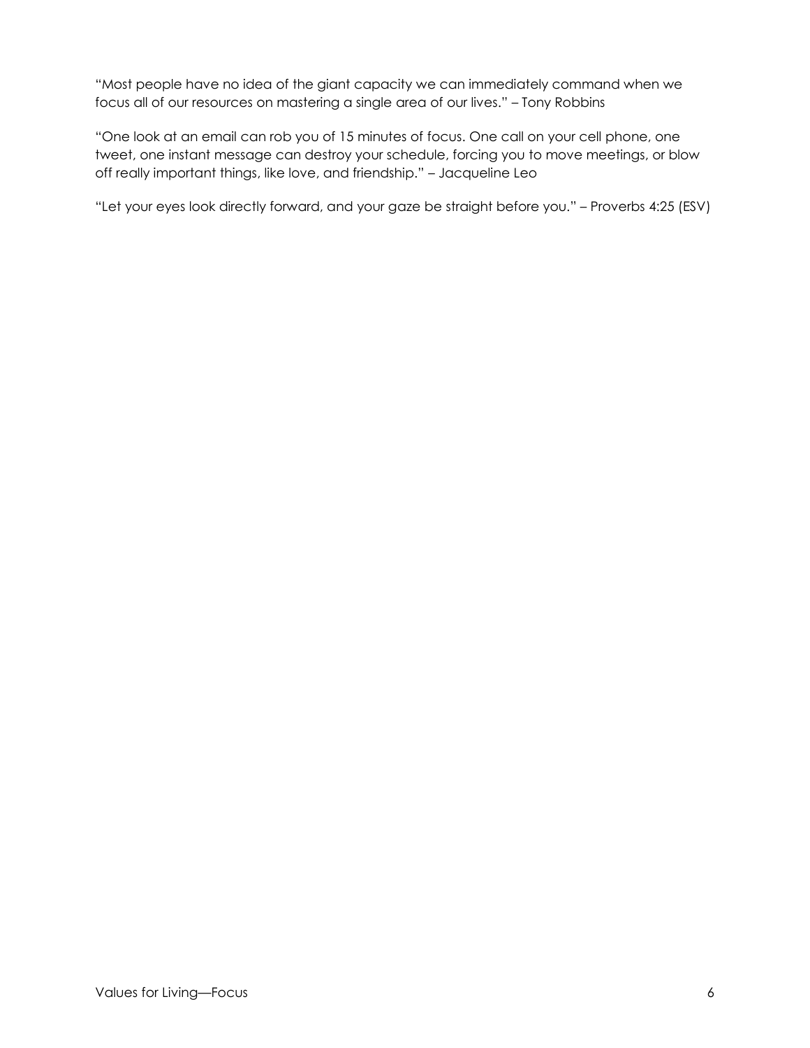"Most people have no idea of the giant capacity we can immediately command when we focus all of our resources on mastering a single area of our lives." – Tony Robbins

"One look at an email can rob you of 15 minutes of focus. One call on your cell phone, one tweet, one instant message can destroy your schedule, forcing you to move meetings, or blow off really important things, like love, and friendship." – Jacqueline Leo

"Let your eyes look directly forward, and your gaze be straight before you." – Proverbs 4:25 (ESV)